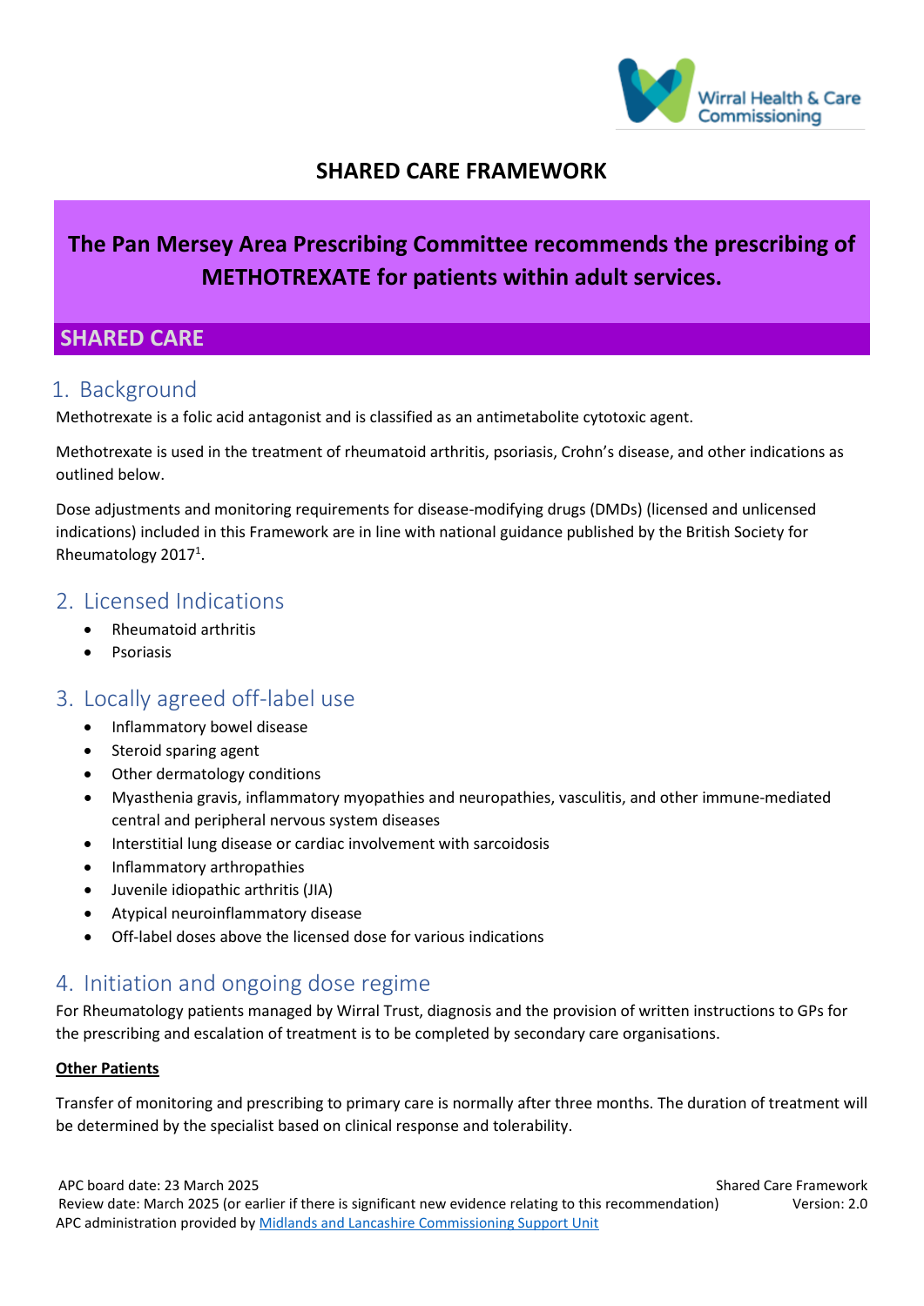# SHARED CARE FRAMEWORK

**The Pan Mersey Area Prescribing Committee recommends the prescribing of METHOTREXATE for patients within adult services.**

## SHARED CARE

## 1. Background

Methotrexate is a folic acid antagonist and is classified as an antimetabolite cytotoxic agent.

Methotrexate is used in the treatment of rheumatoid arthritis, psoriasis, Crohn's disease, and other indications as outlined below.

Dose adjustments and monitoring requirements for disease-modifying drugs (DMDs) (licensed and unlicensed indications) included in this Framework are in line with national guidance published by the British Society for Rheumatology 2017[1].

## 2. Licensed Indications

- Rheumatoid arthritis
- Psoriasis

## 3. Locally agreed off-label use

- Inflammatory bowel disease
- Steroid sparing agent
- Other dermatology conditions
- Myasthenia gravis, inflammatory myopathies and neuropathies, vasculitis, and other immune-mediated central and peripheral nervous system diseases
- Interstitial lung disease or cardiac involvement with sarcoidosis
- Inflammatory arthropathies
- Juvenile idiopathic arthritis (JIA)
- Atypical neuroinflammatory disease
- Off-label doses above the licensed dose for various indications

## 4. Initiation and ongoing dose regime

For Rheumatology patients managed by Wirral Trust, diagnosis and the provision of written instructions to GPs for the prescribing and escalation of treatment is to be completed by secondary care organisations.

**Other Patients**

Transfer of monitoring and prescribing to primary care is normally after three months. The duration of treatment will be determined by the specialist based on clinical response and tolerability.

APC board date: 23 March 2025
Review date: March 2025 (or earlier if there is significant new evidence relating to this recommendation)
APC administration provided by Midlands and Lancashire Commissioning Support Unit
Shared Care Framework
Version: 2.0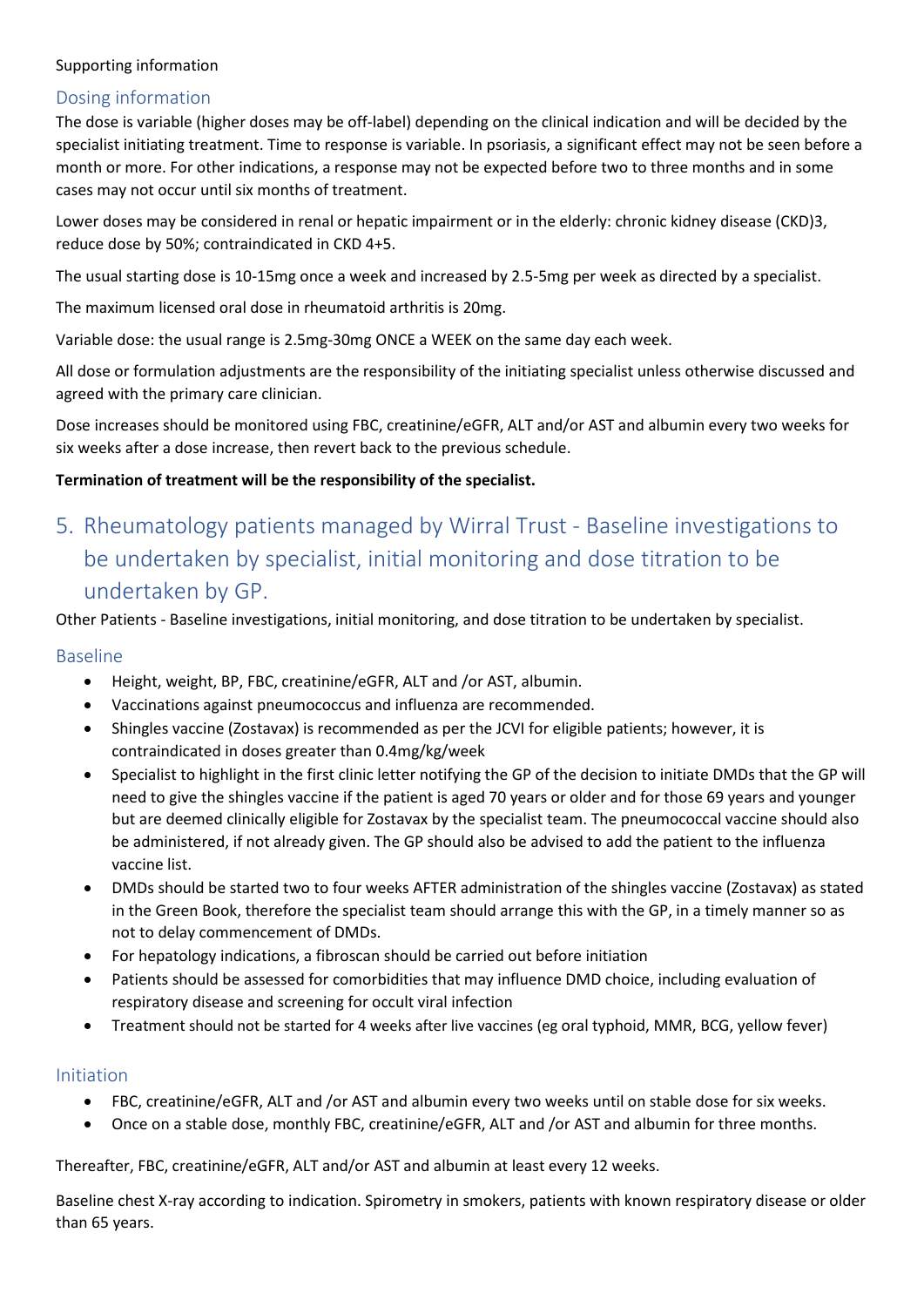Supporting information

## Dosing information

The dose is variable (higher doses may be off-label) depending on the clinical indication and will be decided by the specialist initiating treatment. Time to response is variable. In psoriasis, a significant effect may not be seen before a month or more. For other indications, a response may not be expected before two to three months and in some cases may not occur until six months of treatment.

Lower doses may be considered in renal or hepatic impairment or in the elderly: chronic kidney disease (CKD)3, reduce dose by 50%; contraindicated in CKD 4+5.

The usual starting dose is 10-15mg once a week and increased by 2.5-5mg per week as directed by a specialist.

The maximum licensed oral dose in rheumatoid arthritis is 20mg.

Variable dose: the usual range is 2.5mg-30mg ONCE a WEEK on the same day each week.

All dose or formulation adjustments are the responsibility of the initiating specialist unless otherwise discussed and agreed with the primary care clinician.

Dose increases should be monitored using FBC, creatinine/eGFR, ALT and/or AST and albumin every two weeks for six weeks after a dose increase, then revert back to the previous schedule.

**Termination of treatment will be the responsibility of the specialist.**

# 5. Rheumatology patients managed by Wirral Trust - Baseline investigations to be undertaken by specialist, initial monitoring and dose titration to be undertaken by GP.

Other Patients - Baseline investigations, initial monitoring, and dose titration to be undertaken by specialist.

## Baseline

- Height, weight, BP, FBC, creatinine/eGFR, ALT and /or AST, albumin.
- Vaccinations against pneumococcus and influenza are recommended.
- Shingles vaccine (Zostavax) is recommended as per the JCVI for eligible patients; however, it is contraindicated in doses greater than 0.4mg/kg/week
- Specialist to highlight in the first clinic letter notifying the GP of the decision to initiate DMDs that the GP will need to give the shingles vaccine if the patient is aged 70 years or older and for those 69 years and younger but are deemed clinically eligible for Zostavax by the specialist team. The pneumococcal vaccine should also be administered, if not already given. The GP should also be advised to add the patient to the influenza vaccine list.
- DMDs should be started two to four weeks AFTER administration of the shingles vaccine (Zostavax) as stated in the Green Book, therefore the specialist team should arrange this with the GP, in a timely manner so as not to delay commencement of DMDs.
- For hepatology indications, a fibroscan should be carried out before initiation
- Patients should be assessed for comorbidities that may influence DMD choice, including evaluation of respiratory disease and screening for occult viral infection
- Treatment should not be started for 4 weeks after live vaccines (eg oral typhoid, MMR, BCG, yellow fever)

## Initiation

- FBC, creatinine/eGFR, ALT and /or AST and albumin every two weeks until on stable dose for six weeks.
- Once on a stable dose, monthly FBC, creatinine/eGFR, ALT and /or AST and albumin for three months.

Thereafter, FBC, creatinine/eGFR, ALT and/or AST and albumin at least every 12 weeks.

Baseline chest X-ray according to indication. Spirometry in smokers, patients with known respiratory disease or older than 65 years.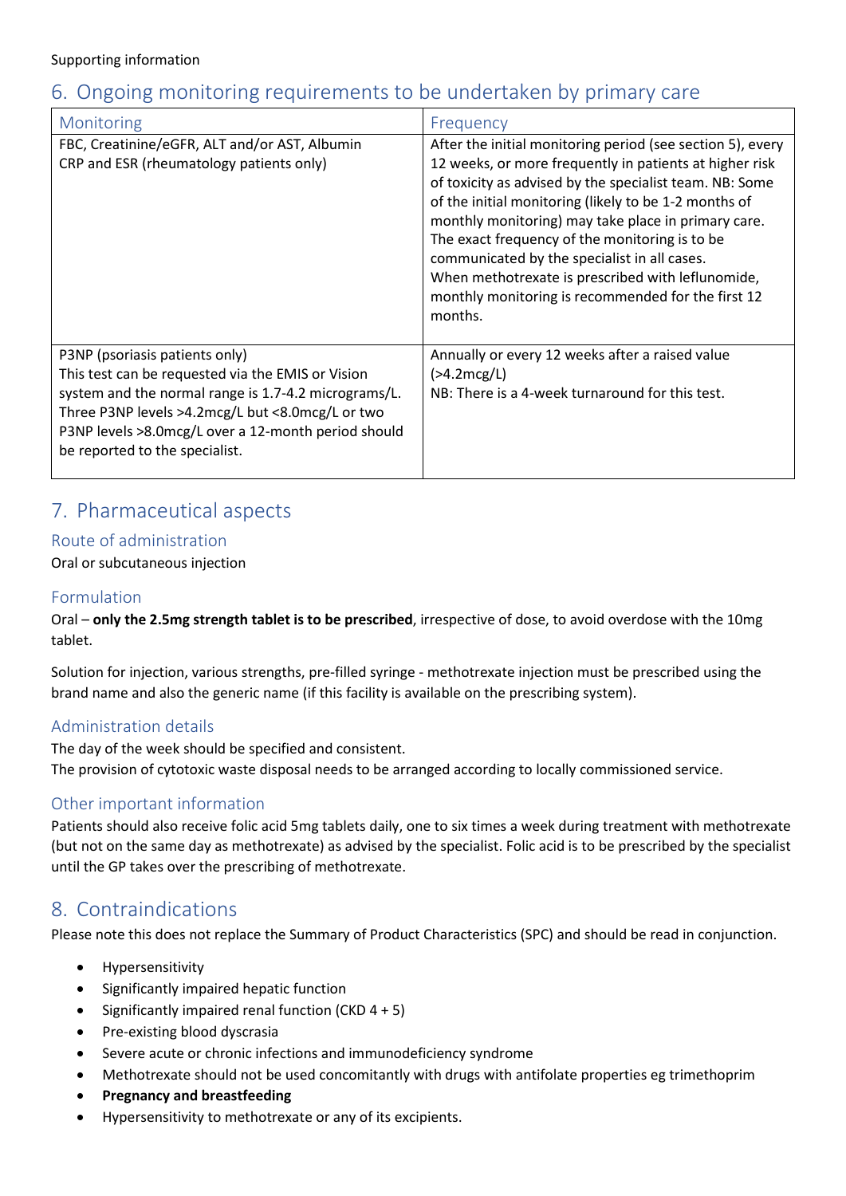Supporting information

## 6. Ongoing monitoring requirements to be undertaken by primary care

| Monitoring | Frequency |
| --- | --- |
| FBC, Creatinine/eGFR, ALT and/or AST, Albumin<br>CRP and ESR (rheumatology patients only) | After the initial monitoring period (see section 5), every 12 weeks, or more frequently in patients at higher risk of toxicity as advised by the specialist team. NB: Some of the initial monitoring (likely to be 1-2 months of monthly monitoring) may take place in primary care. The exact frequency of the monitoring is to be communicated by the specialist in all cases.<br>When methotrexate is prescribed with leflunomide, monthly monitoring is recommended for the first 12 months. |
| P3NP (psoriasis patients only)<br>This test can be requested via the EMIS or Vision system and the normal range is 1.7-4.2 micrograms/L. Three P3NP levels >4.2mcg/L but <8.0mcg/L or two P3NP levels >8.0mcg/L over a 12-month period should be reported to the specialist. | Annually or every 12 weeks after a raised value (>4.2mcg/L)<br>NB: There is a 4-week turnaround for this test. |

## 7. Pharmaceutical aspects

### Route of administration

Oral or subcutaneous injection

### Formulation

Oral – **only the 2.5mg strength tablet is to be prescribed**, irrespective of dose, to avoid overdose with the 10mg tablet.

Solution for injection, various strengths, pre-filled syringe - methotrexate injection must be prescribed using the brand name and also the generic name (if this facility is available on the prescribing system).

### Administration details

The day of the week should be specified and consistent.
The provision of cytotoxic waste disposal needs to be arranged according to locally commissioned service.

### Other important information

Patients should also receive folic acid 5mg tablets daily, one to six times a week during treatment with methotrexate (but not on the same day as methotrexate) as advised by the specialist. Folic acid is to be prescribed by the specialist until the GP takes over the prescribing of methotrexate.

## 8. Contraindications

Please note this does not replace the Summary of Product Characteristics (SPC) and should be read in conjunction.

- Hypersensitivity
- Significantly impaired hepatic function
- Significantly impaired renal function (CKD 4 + 5)
- Pre-existing blood dyscrasia
- Severe acute or chronic infections and immunodeficiency syndrome
- Methotrexate should not be used concomitantly with drugs with antifolate properties eg trimethoprim
- **Pregnancy and breastfeeding**
- Hypersensitivity to methotrexate or any of its excipients.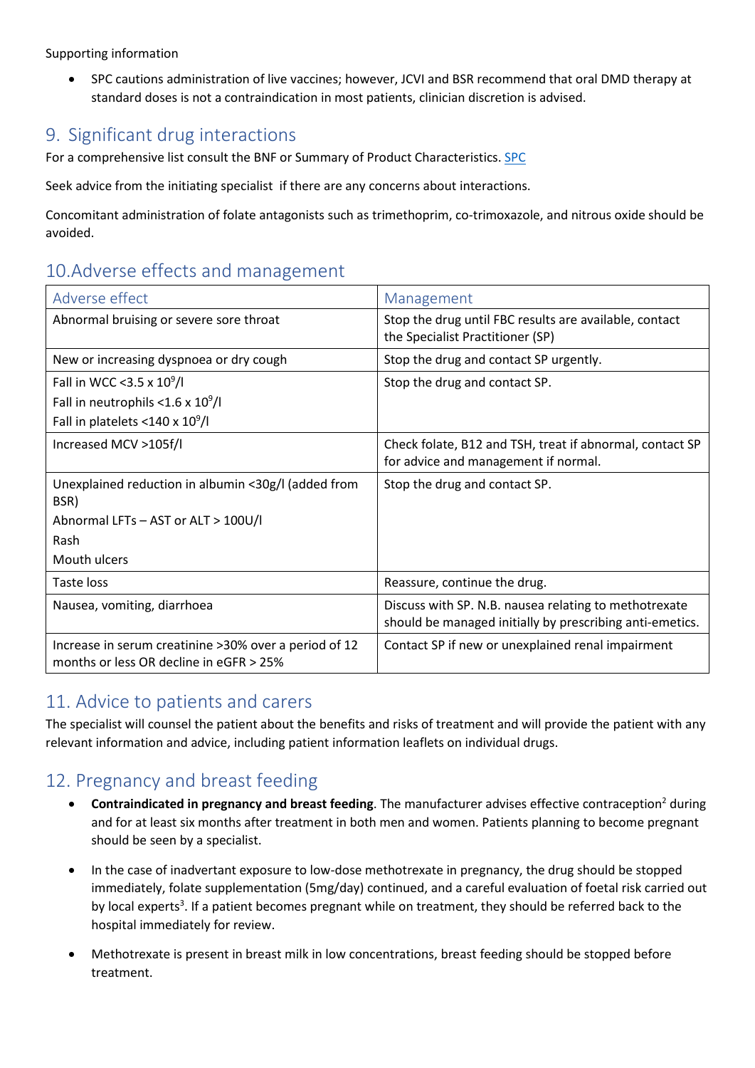Supporting information

- SPC cautions administration of live vaccines; however, JCVI and BSR recommend that oral DMD therapy at standard doses is not a contraindication in most patients, clinician discretion is advised.

## 9. Significant drug interactions

For a comprehensive list consult the BNF or Summary of Product Characteristics. SPC

Seek advice from the initiating specialist if there are any concerns about interactions.

Concomitant administration of folate antagonists such as trimethoprim, co-trimoxazole, and nitrous oxide should be avoided.

## 10. Adverse effects and management

| Adverse effect | Management |
|---|---|
| Abnormal bruising or severe sore throat | Stop the drug until FBC results are available, contact the Specialist Practitioner (SP) |
| New or increasing dyspnoea or dry cough | Stop the drug and contact SP urgently. |
| Fall in WCC <3.5 x $10^9$/l<br>Fall in neutrophils <1.6 x $10^9$/l<br>Fall in platelets <140 x $10^9$/l | Stop the drug and contact SP. |
| Increased MCV >105f/l | Check folate, B12 and TSH, treat if abnormal, contact SP for advice and management if normal. |
| Unexplained reduction in albumin <30g/l (added from BSR)<br>Abnormal LFTs – AST or ALT > 100U/l<br>Rash<br>Mouth ulcers | Stop the drug and contact SP. |
| Taste loss | Reassure, continue the drug. |
| Nausea, vomiting, diarrhoea | Discuss with SP. N.B. nausea relating to methotrexate should be managed initially by prescribing anti-emetics. |
| Increase in serum creatinine >30% over a period of 12 months or less OR decline in eGFR > 25% | Contact SP if new or unexplained renal impairment |

## 11. Advice to patients and carers

The specialist will counsel the patient about the benefits and risks of treatment and will provide the patient with any relevant information and advice, including patient information leaflets on individual drugs.

## 12. Pregnancy and breast feeding

- **Contraindicated in pregnancy and breast feeding**. The manufacturer advises effective contraception[2] during and for at least six months after treatment in both men and women. Patients planning to become pregnant should be seen by a specialist.

- In the case of inadvertant exposure to low-dose methotrexate in pregnancy, the drug should be stopped immediately, folate supplementation (5mg/day) continued, and a careful evaluation of foetal risk carried out by local experts[3]. If a patient becomes pregnant while on treatment, they should be referred back to the hospital immediately for review.

- Methotrexate is present in breast milk in low concentrations, breast feeding should be stopped before treatment.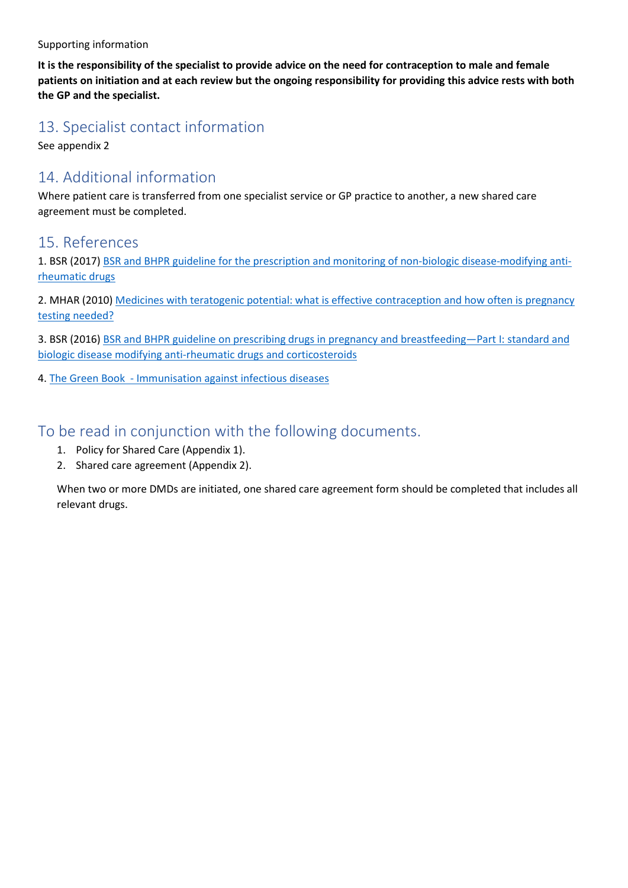Supporting information

**It is the responsibility of the specialist to provide advice on the need for contraception to male and female patients on initiation and at each review but the ongoing responsibility for providing this advice rests with both the GP and the specialist.**

## 13. Specialist contact information

See appendix 2

## 14. Additional information

Where patient care is transferred from one specialist service or GP practice to another, a new shared care agreement must be completed.

## 15. References

1. BSR (2017) BSR and BHPR guideline for the prescription and monitoring of non-biologic disease-modifying anti-rheumatic drugs

2. MHAR (2010) Medicines with teratogenic potential: what is effective contraception and how often is pregnancy testing needed?

3. BSR (2016) BSR and BHPR guideline on prescribing drugs in pregnancy and breastfeeding—Part I: standard and biologic disease modifying anti-rheumatic drugs and corticosteroids

4. The Green Book - Immunisation against infectious diseases

## To be read in conjunction with the following documents.

1. Policy for Shared Care (Appendix 1).
2. Shared care agreement (Appendix 2).

When two or more DMDs are initiated, one shared care agreement form should be completed that includes all relevant drugs.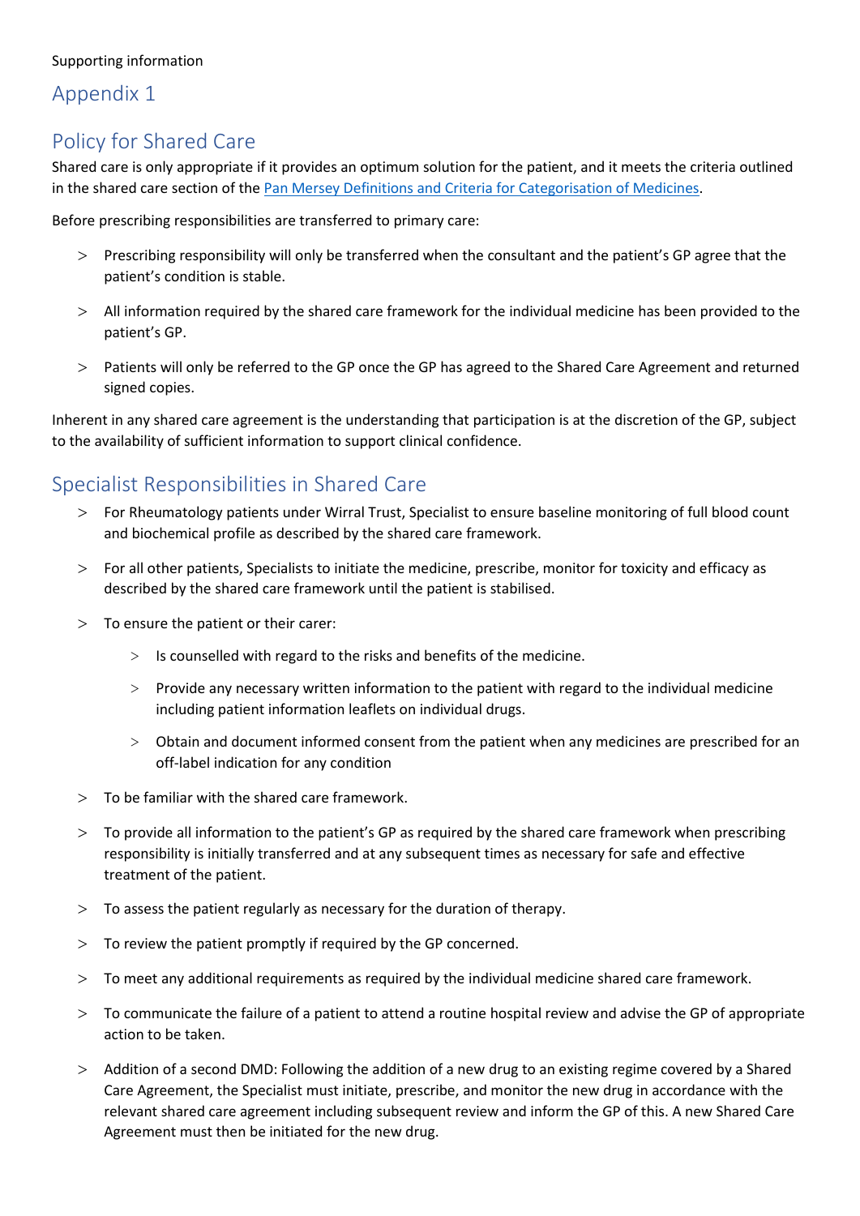Supporting information

# Appendix 1

## Policy for Shared Care

Shared care is only appropriate if it provides an optimum solution for the patient, and it meets the criteria outlined in the shared care section of the Pan Mersey Definitions and Criteria for Categorisation of Medicines.

Before prescribing responsibilities are transferred to primary care:

- Prescribing responsibility will only be transferred when the consultant and the patient's GP agree that the patient's condition is stable.
- All information required by the shared care framework for the individual medicine has been provided to the patient's GP.
- Patients will only be referred to the GP once the GP has agreed to the Shared Care Agreement and returned signed copies.

Inherent in any shared care agreement is the understanding that participation is at the discretion of the GP, subject to the availability of sufficient information to support clinical confidence.

## Specialist Responsibilities in Shared Care

- For Rheumatology patients under Wirral Trust, Specialist to ensure baseline monitoring of full blood count and biochemical profile as described by the shared care framework.
- For all other patients, Specialists to initiate the medicine, prescribe, monitor for toxicity and efficacy as described by the shared care framework until the patient is stabilised.
- To ensure the patient or their carer:
  - Is counselled with regard to the risks and benefits of the medicine.
  - Provide any necessary written information to the patient with regard to the individual medicine including patient information leaflets on individual drugs.
  - Obtain and document informed consent from the patient when any medicines are prescribed for an off-label indication for any condition
- To be familiar with the shared care framework.
- To provide all information to the patient's GP as required by the shared care framework when prescribing responsibility is initially transferred and at any subsequent times as necessary for safe and effective treatment of the patient.
- To assess the patient regularly as necessary for the duration of therapy.
- To review the patient promptly if required by the GP concerned.
- To meet any additional requirements as required by the individual medicine shared care framework.
- To communicate the failure of a patient to attend a routine hospital review and advise the GP of appropriate action to be taken.
- Addition of a second DMD: Following the addition of a new drug to an existing regime covered by a Shared Care Agreement, the Specialist must initiate, prescribe, and monitor the new drug in accordance with the relevant shared care agreement including subsequent review and inform the GP of this. A new Shared Care Agreement must then be initiated for the new drug.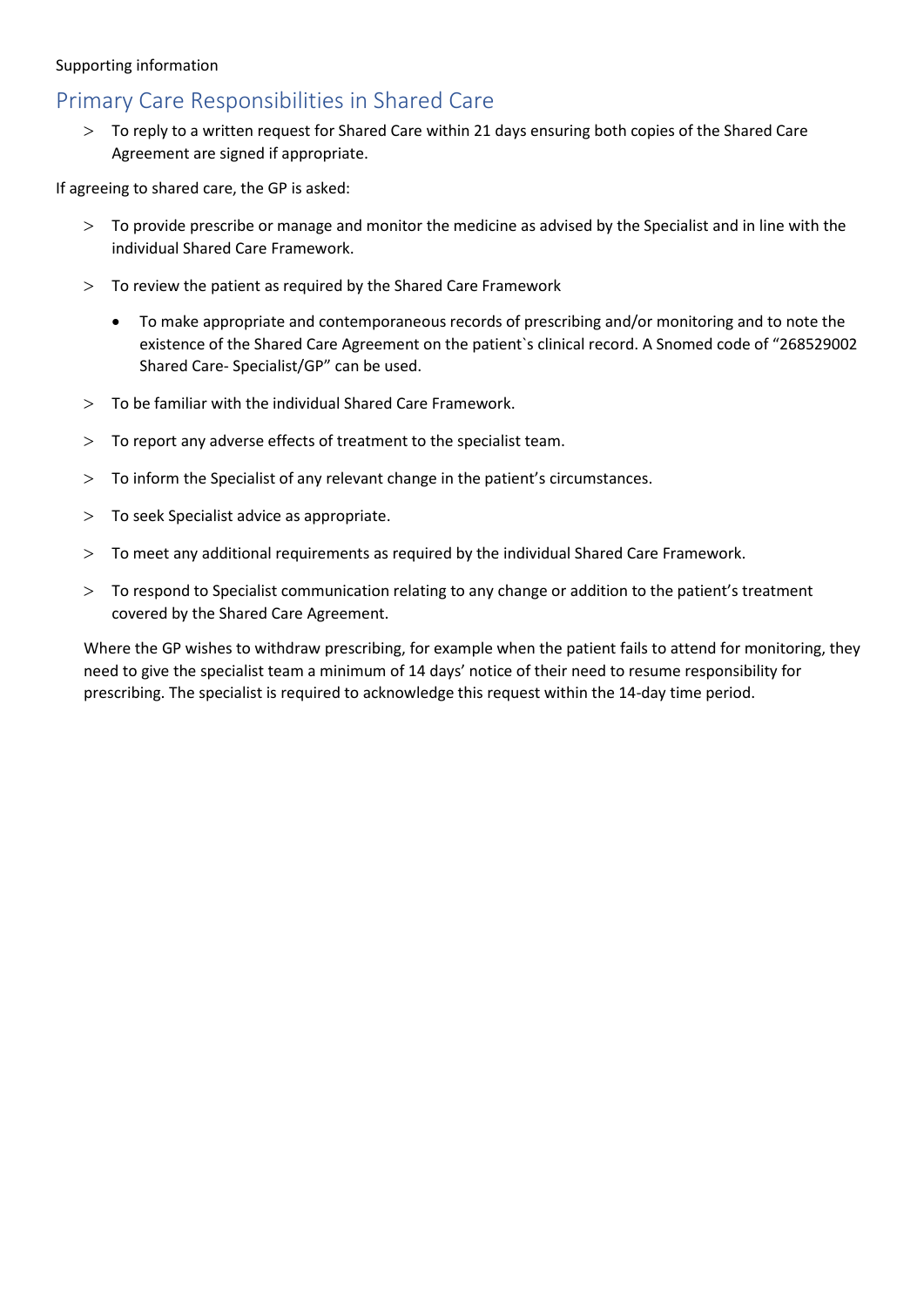Supporting information

## Primary Care Responsibilities in Shared Care

- To reply to a written request for Shared Care within 21 days ensuring both copies of the Shared Care Agreement are signed if appropriate.

If agreeing to shared care, the GP is asked:

- To provide prescribe or manage and monitor the medicine as advised by the Specialist and in line with the individual Shared Care Framework.
- To review the patient as required by the Shared Care Framework
  - To make appropriate and contemporaneous records of prescribing and/or monitoring and to note the existence of the Shared Care Agreement on the patient`s clinical record. A Snomed code of "268529002 Shared Care- Specialist/GP" can be used.
- To be familiar with the individual Shared Care Framework.
- To report any adverse effects of treatment to the specialist team.
- To inform the Specialist of any relevant change in the patient's circumstances.
- To seek Specialist advice as appropriate.
- To meet any additional requirements as required by the individual Shared Care Framework.
- To respond to Specialist communication relating to any change or addition to the patient's treatment covered by the Shared Care Agreement.

Where the GP wishes to withdraw prescribing, for example when the patient fails to attend for monitoring, they need to give the specialist team a minimum of 14 days' notice of their need to resume responsibility for prescribing. The specialist is required to acknowledge this request within the 14-day time period.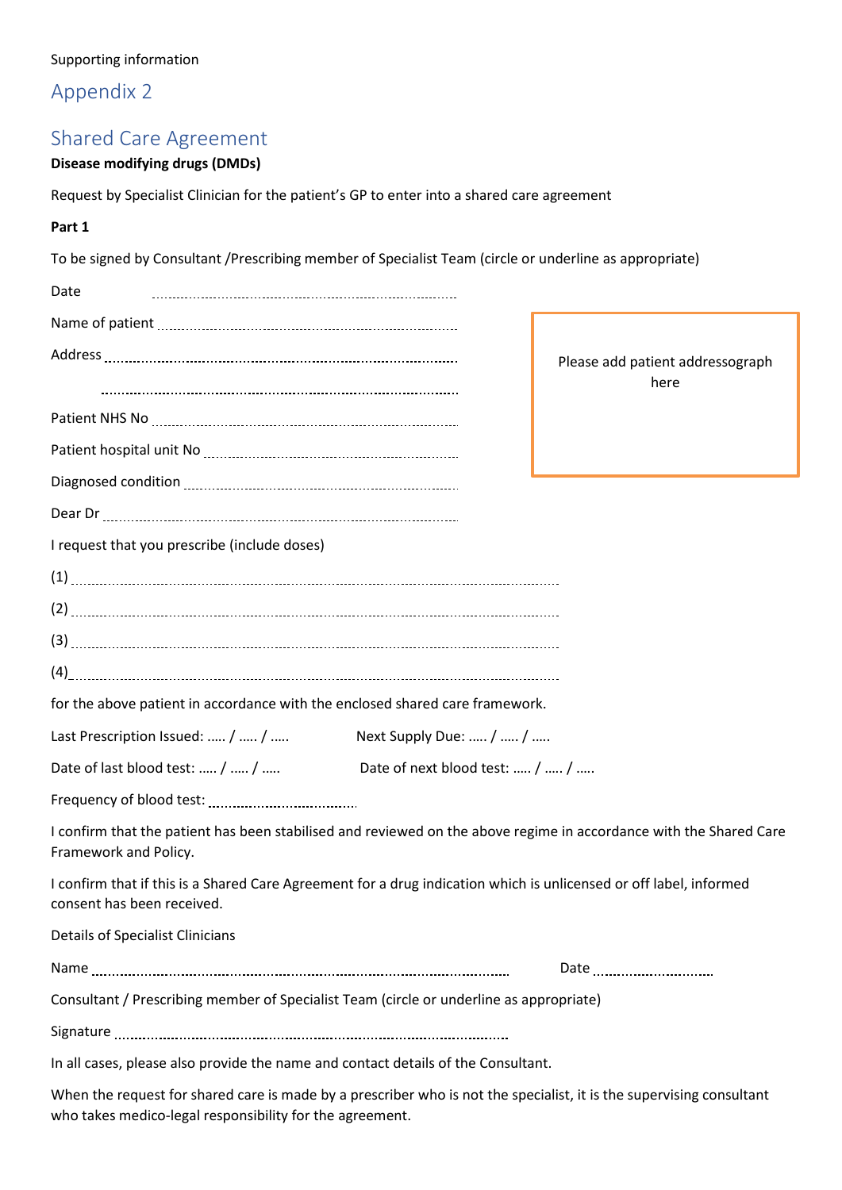Supporting information

# Appendix 2

## Shared Care Agreement

**Disease modifying drugs (DMDs)**

Request by Specialist Clinician for the patient's GP to enter into a shared care agreement

**Part 1**

To be signed by Consultant /Prescribing member of Specialist Team (circle or underline as appropriate)

Date ..............................................................................

Name of patient ..............................................................................

Address ..............................................................................

..............................................................................

Please add patient addressograph here

Patient NHS No ..............................................................................

Patient hospital unit No ..............................................................................

Diagnosed condition ..............................................................................

Dear Dr ..............................................................................

I request that you prescribe (include doses)

(1) ..............................................................................

(2) ..............................................................................

(3) ..............................................................................

(4) ..............................................................................

for the above patient in accordance with the enclosed shared care framework.

Last Prescription Issued: ….. / ….. / …..   Next Supply Due: ….. / ….. / …..

Date of last blood test: ….. / ….. / …..   Date of next blood test: ….. / ….. / …..

Frequency of blood test: ..............................

I confirm that the patient has been stabilised and reviewed on the above regime in accordance with the Shared Care Framework and Policy.

I confirm that if this is a Shared Care Agreement for a drug indication which is unlicensed or off label, informed consent has been received.

Details of Specialist Clinicians

Name ..............................................................................   Date ..............................

Consultant / Prescribing member of Specialist Team (circle or underline as appropriate)

Signature ..............................................................................

In all cases, please also provide the name and contact details of the Consultant.

When the request for shared care is made by a prescriber who is not the specialist, it is the supervising consultant who takes medico-legal responsibility for the agreement.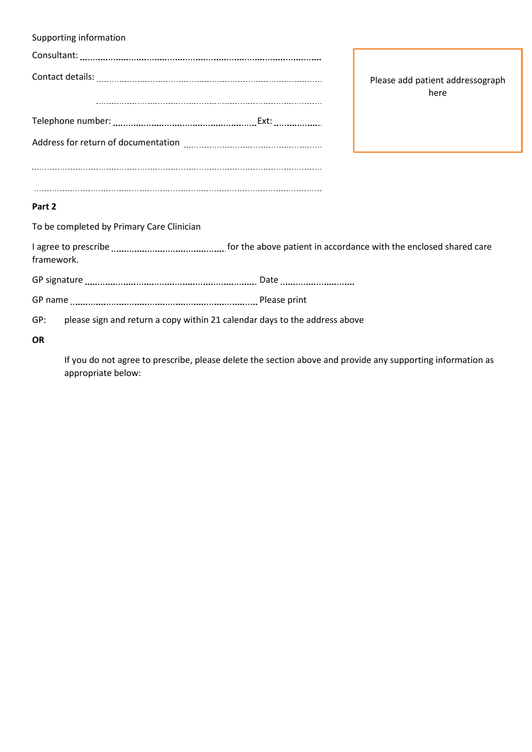Supporting information

Consultant: ..............................................................................................

Contact details: ..............................................................................................

..............................................................................................

Telephone number: .................................................. Ext: ..................

Address for return of documentation ..................................................

..............................................................................................

..............................................................................................

Please add patient addressograph here

**Part 2**

To be completed by Primary Care Clinician

I agree to prescribe ........................................ for the above patient in accordance with the enclosed shared care framework.

GP signature ............................................................ Date ...........................

GP name ............................................................ Please print

GP: please sign and return a copy within 21 calendar days to the address above

**OR**

If you do not agree to prescribe, please delete the section above and provide any supporting information as appropriate below: